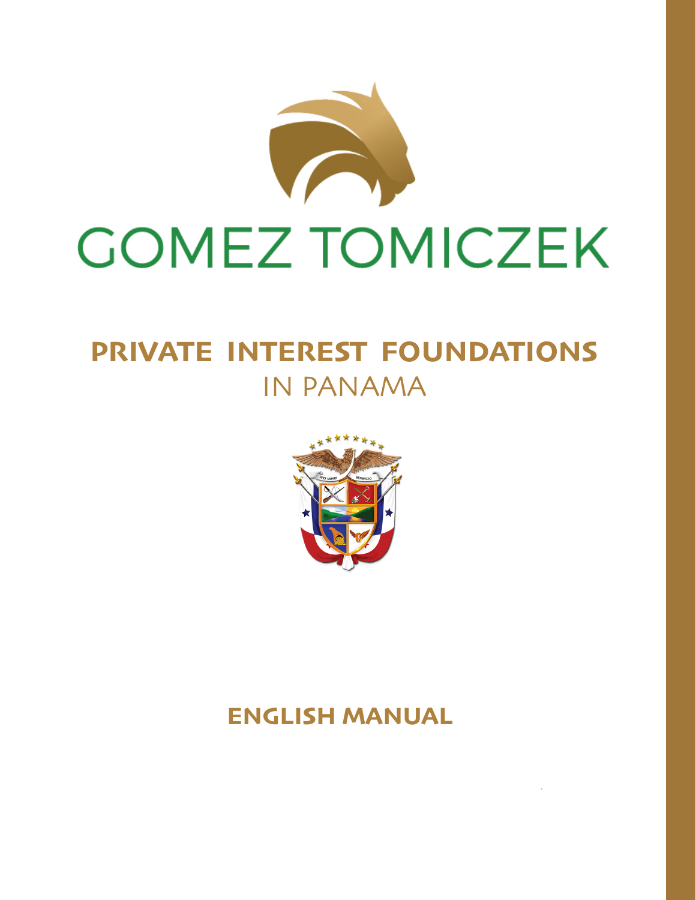# GOMEZ TOMICZEK

## PRIVATE INTEREST FOUNDATIONS IN PANAMA

PRO MUNDI BENEFICIO

### ENGLISH MANUAL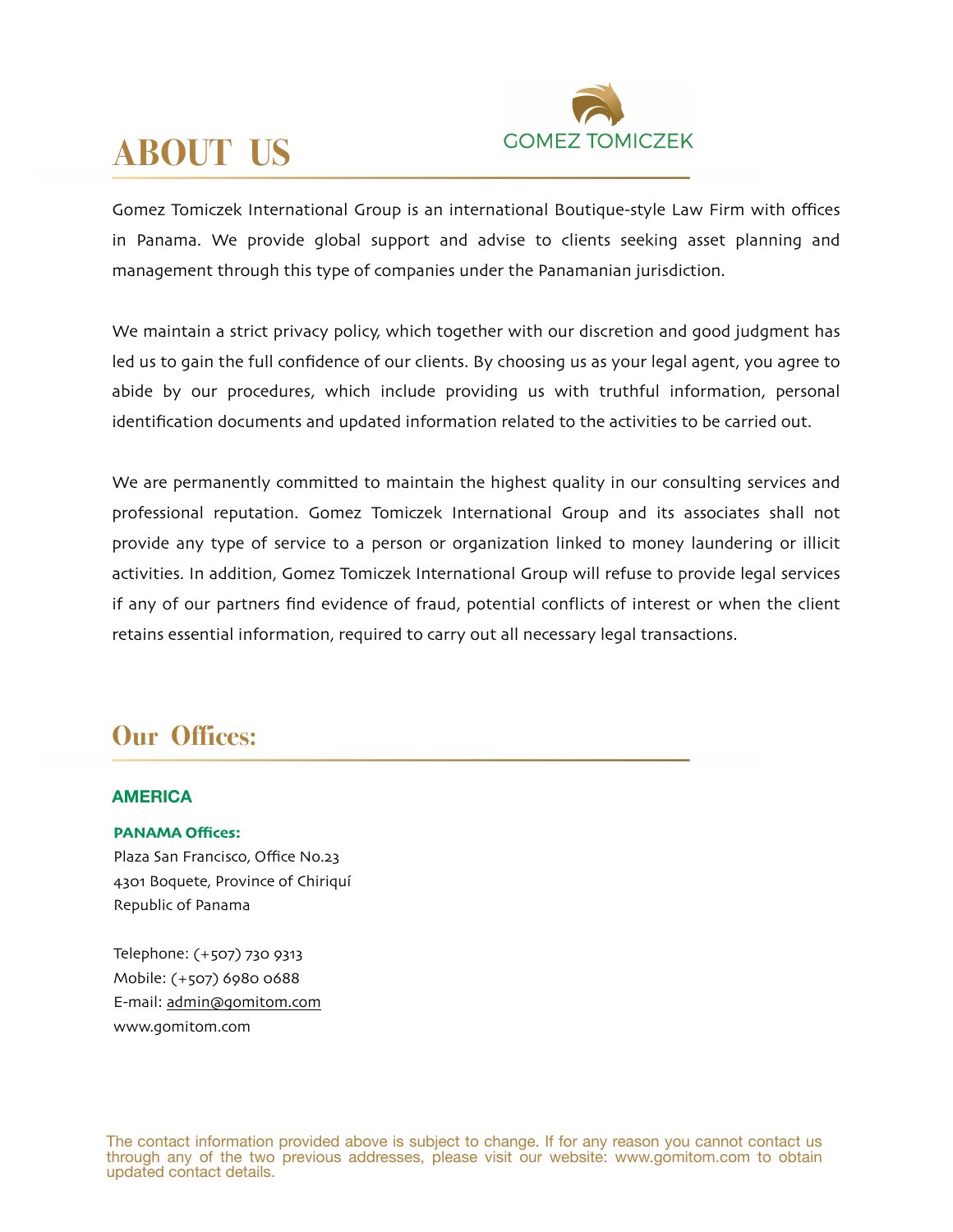GOMEZ TOMICZEK

# ABOUT US

Gomez Tomiczek International Group is an international Boutique-style Law Firm with offices in Panama. We provide global support and advise to clients seeking asset planning and management through this type of companies under the Panamanian jurisdiction.

We maintain a strict privacy policy, which together with our discretion and good judgment has led us to gain the full confidence of our clients. By choosing us as your legal agent, you agree to abide by our procedures, which include providing us with truthful information, personal identification documents and updated information related to the activities to be carried out.

We are permanently committed to maintain the highest quality in our consulting services and professional reputation. Gomez Tomiczek International Group and its associates shall not provide any type of service to a person or organization linked to money laundering or illicit activities. In addition, Gomez Tomiczek International Group will refuse to provide legal services if any of our partners find evidence of fraud, potential conflicts of interest or when the client retains essential information, required to carry out all necessary legal transactions.

## Our Offices:

### AMERICA

**PANAMA Offices:**

Plaza San Francisco, Office No.23
4301 Boquete, Province of Chiriquí
Republic of Panama

Telephone: (+507) 730 9313
Mobile: (+507) 6980 0688
E-mail: admin@gomitom.com
www.gomitom.com

The contact information provided above is subject to change. If for any reason you cannot contact us through any of the two previous addresses, please visit our website: www.gomitom.com to obtain updated contact details.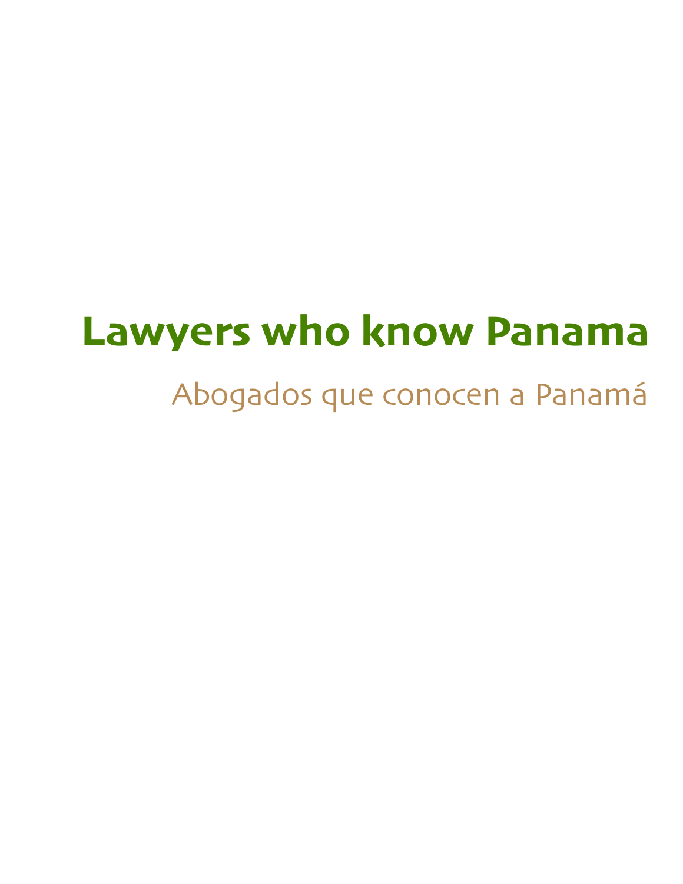# Lawyers who know Panama

## Abogados que conocen a Panamá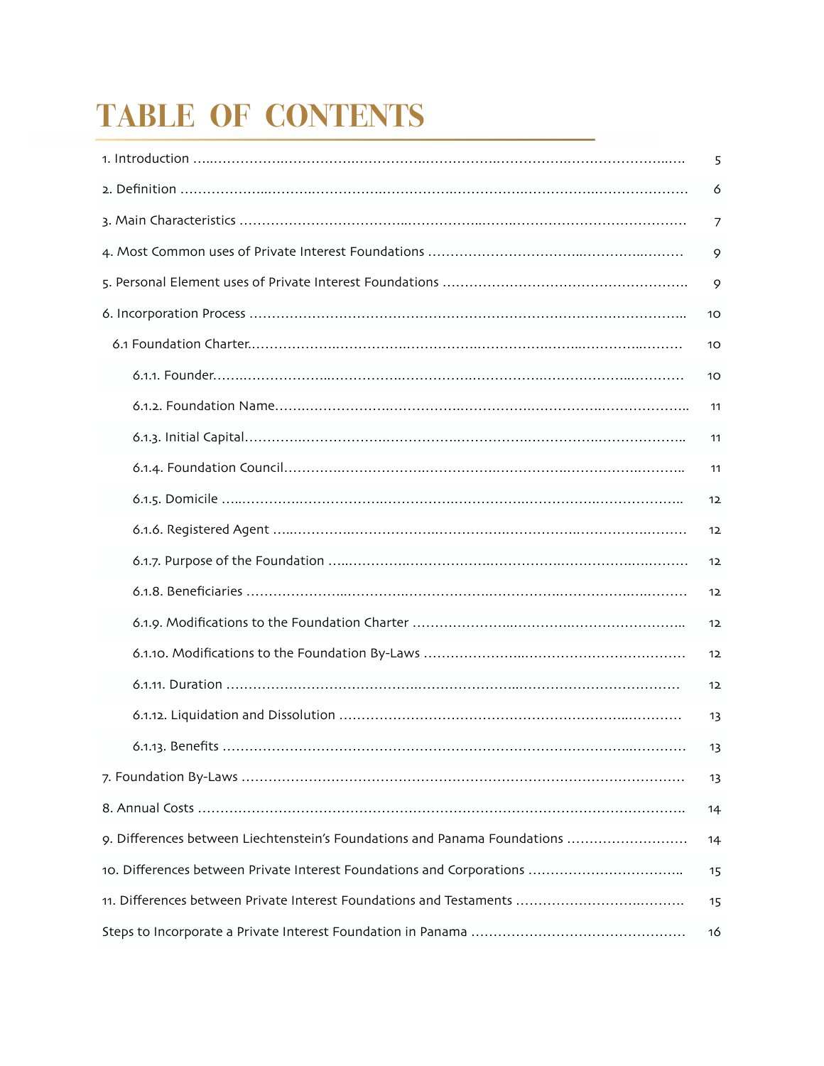# TABLE OF CONTENTS

| | |
|---|---|
| 1. Introduction | 5 |
| 2. Definition | 6 |
| 3. Main Characteristics | 7 |
| 4. Most Common uses of Private Interest Foundations | 9 |
| 5. Personal Element uses of Private Interest Foundations | 9 |
| 6. Incorporation Process | 10 |
| 6.1 Foundation Charter | 10 |
| 6.1.1. Founder | 10 |
| 6.1.2. Foundation Name | 11 |
| 6.1.3. Initial Capital | 11 |
| 6.1.4. Foundation Council | 11 |
| 6.1.5. Domicile | 12 |
| 6.1.6. Registered Agent | 12 |
| 6.1.7. Purpose of the Foundation | 12 |
| 6.1.8. Beneficiaries | 12 |
| 6.1.9. Modifications to the Foundation Charter | 12 |
| 6.1.10. Modifications to the Foundation By-Laws | 12 |
| 6.1.11. Duration | 12 |
| 6.1.12. Liquidation and Dissolution | 13 |
| 6.1.13. Benefits | 13 |
| 7. Foundation By-Laws | 13 |
| 8. Annual Costs | 14 |
| 9. Differences between Liechtenstein's Foundations and Panama Foundations | 14 |
| 10. Differences between Private Interest Foundations and Corporations | 15 |
| 11. Differences between Private Interest Foundations and Testaments | 15 |
| Steps to Incorporate a Private Interest Foundation in Panama | 16 |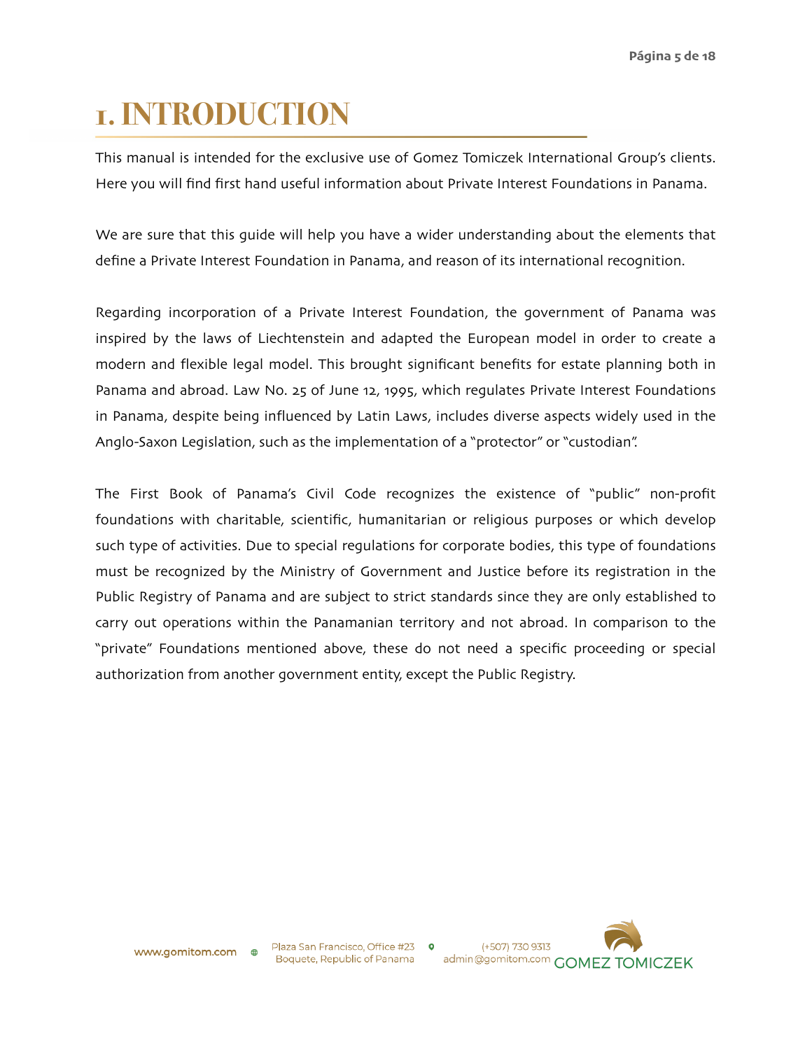# 1. INTRODUCTION

This manual is intended for the exclusive use of Gomez Tomiczek International Group's clients. Here you will find first hand useful information about Private Interest Foundations in Panama.

We are sure that this guide will help you have a wider understanding about the elements that define a Private Interest Foundation in Panama, and reason of its international recognition.

Regarding incorporation of a Private Interest Foundation, the government of Panama was inspired by the laws of Liechtenstein and adapted the European model in order to create a modern and flexible legal model. This brought significant benefits for estate planning both in Panama and abroad. Law No. 25 of June 12, 1995, which regulates Private Interest Foundations in Panama, despite being influenced by Latin Laws, includes diverse aspects widely used in the Anglo-Saxon Legislation, such as the implementation of a "protector" or "custodian".

The First Book of Panama's Civil Code recognizes the existence of "public" non-profit foundations with charitable, scientific, humanitarian or religious purposes or which develop such type of activities. Due to special regulations for corporate bodies, this type of foundations must be recognized by the Ministry of Government and Justice before its registration in the Public Registry of Panama and are subject to strict standards since they are only established to carry out operations within the Panamanian territory and not abroad. In comparison to the "private" Foundations mentioned above, these do not need a specific proceeding or special authorization from another government entity, except the Public Registry.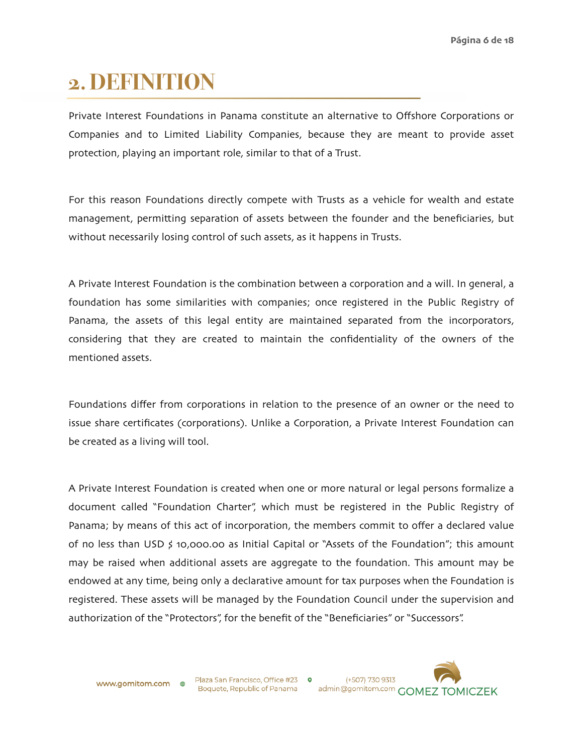# 2. DEFINITION

Private Interest Foundations in Panama constitute an alternative to Offshore Corporations or Companies and to Limited Liability Companies, because they are meant to provide asset protection, playing an important role, similar to that of a Trust.

For this reason Foundations directly compete with Trusts as a vehicle for wealth and estate management, permitting separation of assets between the founder and the beneficiaries, but without necessarily losing control of such assets, as it happens in Trusts.

A Private Interest Foundation is the combination between a corporation and a will. In general, a foundation has some similarities with companies; once registered in the Public Registry of Panama, the assets of this legal entity are maintained separated from the incorporators, considering that they are created to maintain the confidentiality of the owners of the mentioned assets.

Foundations differ from corporations in relation to the presence of an owner or the need to issue share certificates (corporations). Unlike a Corporation, a Private Interest Foundation can be created as a living will tool.

A Private Interest Foundation is created when one or more natural or legal persons formalize a document called "Foundation Charter", which must be registered in the Public Registry of Panama; by means of this act of incorporation, the members commit to offer a declared value of no less than USD $ 10,000.00 as Initial Capital or "Assets of the Foundation"; this amount may be raised when additional assets are aggregate to the foundation. This amount may be endowed at any time, being only a declarative amount for tax purposes when the Foundation is registered. These assets will be managed by the Foundation Council under the supervision and authorization of the "Protectors", for the benefit of the "Beneficiaries" or "Successors".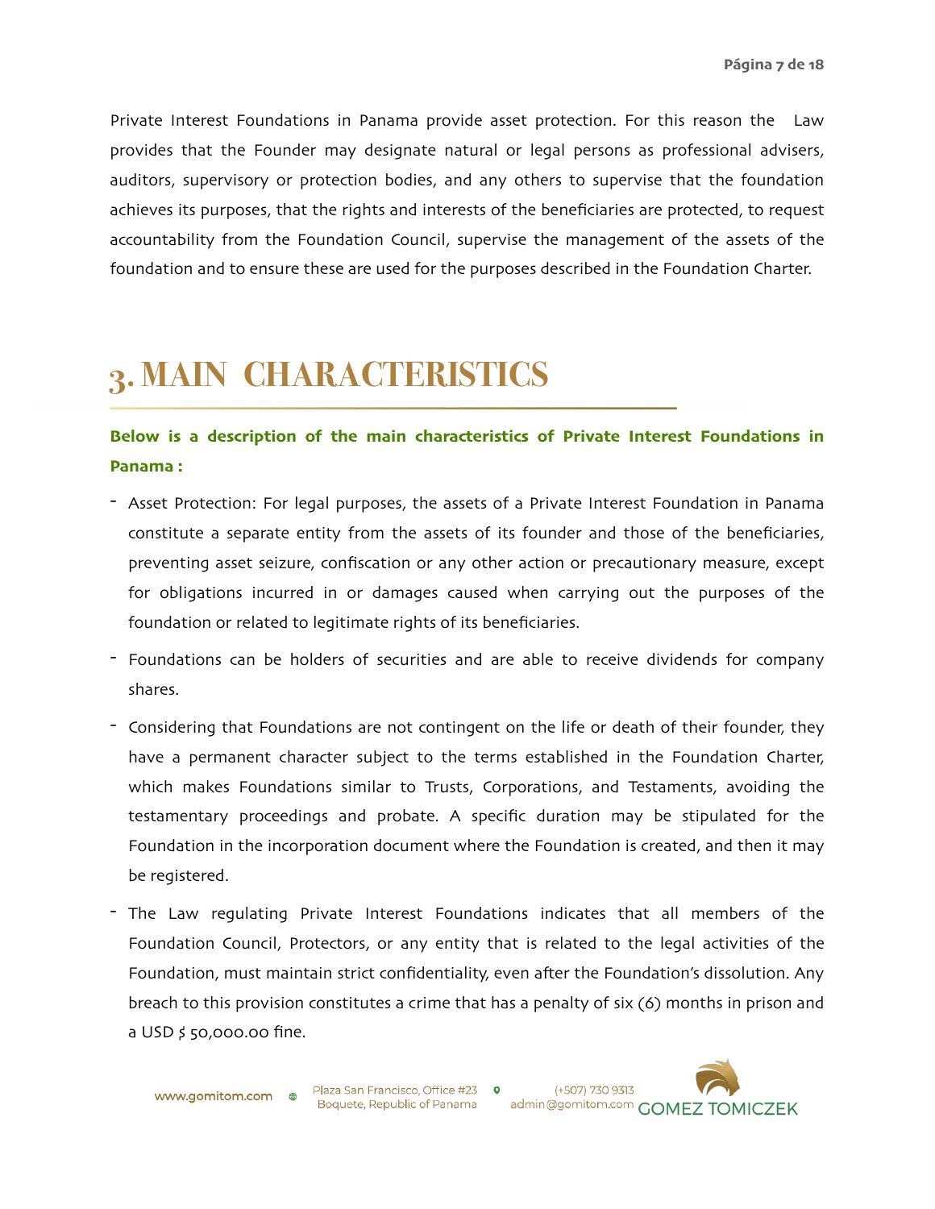Private Interest Foundations in Panama provide asset protection. For this reason the Law provides that the Founder may designate natural or legal persons as professional advisers, auditors, supervisory or protection bodies, and any others to supervise that the foundation achieves its purposes, that the rights and interests of the beneficiaries are protected, to request accountability from the Foundation Council, supervise the management of the assets of the foundation and to ensure these are used for the purposes described in the Foundation Charter.

# 3. MAIN CHARACTERISTICS

**Below is a description of the main characteristics of Private Interest Foundations in Panama :**

- Asset Protection: For legal purposes, the assets of a Private Interest Foundation in Panama constitute a separate entity from the assets of its founder and those of the beneficiaries, preventing asset seizure, confiscation or any other action or precautionary measure, except for obligations incurred in or damages caused when carrying out the purposes of the foundation or related to legitimate rights of its beneficiaries.
- Foundations can be holders of securities and are able to receive dividends for company shares.
- Considering that Foundations are not contingent on the life or death of their founder, they have a permanent character subject to the terms established in the Foundation Charter, which makes Foundations similar to Trusts, Corporations, and Testaments, avoiding the testamentary proceedings and probate. A specific duration may be stipulated for the Foundation in the incorporation document where the Foundation is created, and then it may be registered.
- The Law regulating Private Interest Foundations indicates that all members of the Foundation Council, Protectors, or any entity that is related to the legal activities of the Foundation, must maintain strict confidentiality, even after the Foundation's dissolution. Any breach to this provision constitutes a crime that has a penalty of six (6) months in prison and a USD $ 50,000.00 fine.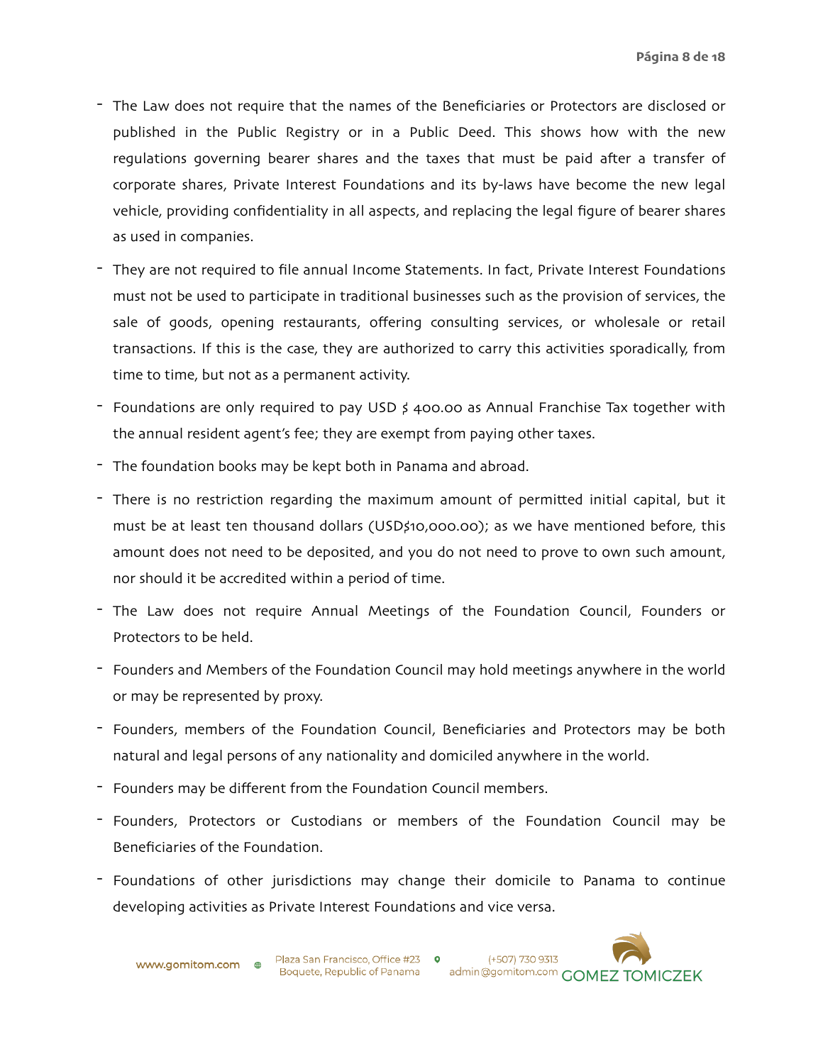- The Law does not require that the names of the Beneficiaries or Protectors are disclosed or published in the Public Registry or in a Public Deed. This shows how with the new regulations governing bearer shares and the taxes that must be paid after a transfer of corporate shares, Private Interest Foundations and its by-laws have become the new legal vehicle, providing confidentiality in all aspects, and replacing the legal figure of bearer shares as used in companies.
- They are not required to file annual Income Statements. In fact, Private Interest Foundations must not be used to participate in traditional businesses such as the provision of services, the sale of goods, opening restaurants, offering consulting services, or wholesale or retail transactions. If this is the case, they are authorized to carry this activities sporadically, from time to time, but not as a permanent activity.
- Foundations are only required to pay USD $ 400.00 as Annual Franchise Tax together with the annual resident agent's fee; they are exempt from paying other taxes.
- The foundation books may be kept both in Panama and abroad.
- There is no restriction regarding the maximum amount of permitted initial capital, but it must be at least ten thousand dollars (USD$10,000.00); as we have mentioned before, this amount does not need to be deposited, and you do not need to prove to own such amount, nor should it be accredited within a period of time.
- The Law does not require Annual Meetings of the Foundation Council, Founders or Protectors to be held.
- Founders and Members of the Foundation Council may hold meetings anywhere in the world or may be represented by proxy.
- Founders, members of the Foundation Council, Beneficiaries and Protectors may be both natural and legal persons of any nationality and domiciled anywhere in the world.
- Founders may be different from the Foundation Council members.
- Founders, Protectors or Custodians or members of the Foundation Council may be Beneficiaries of the Foundation.
- Foundations of other jurisdictions may change their domicile to Panama to continue developing activities as Private Interest Foundations and vice versa.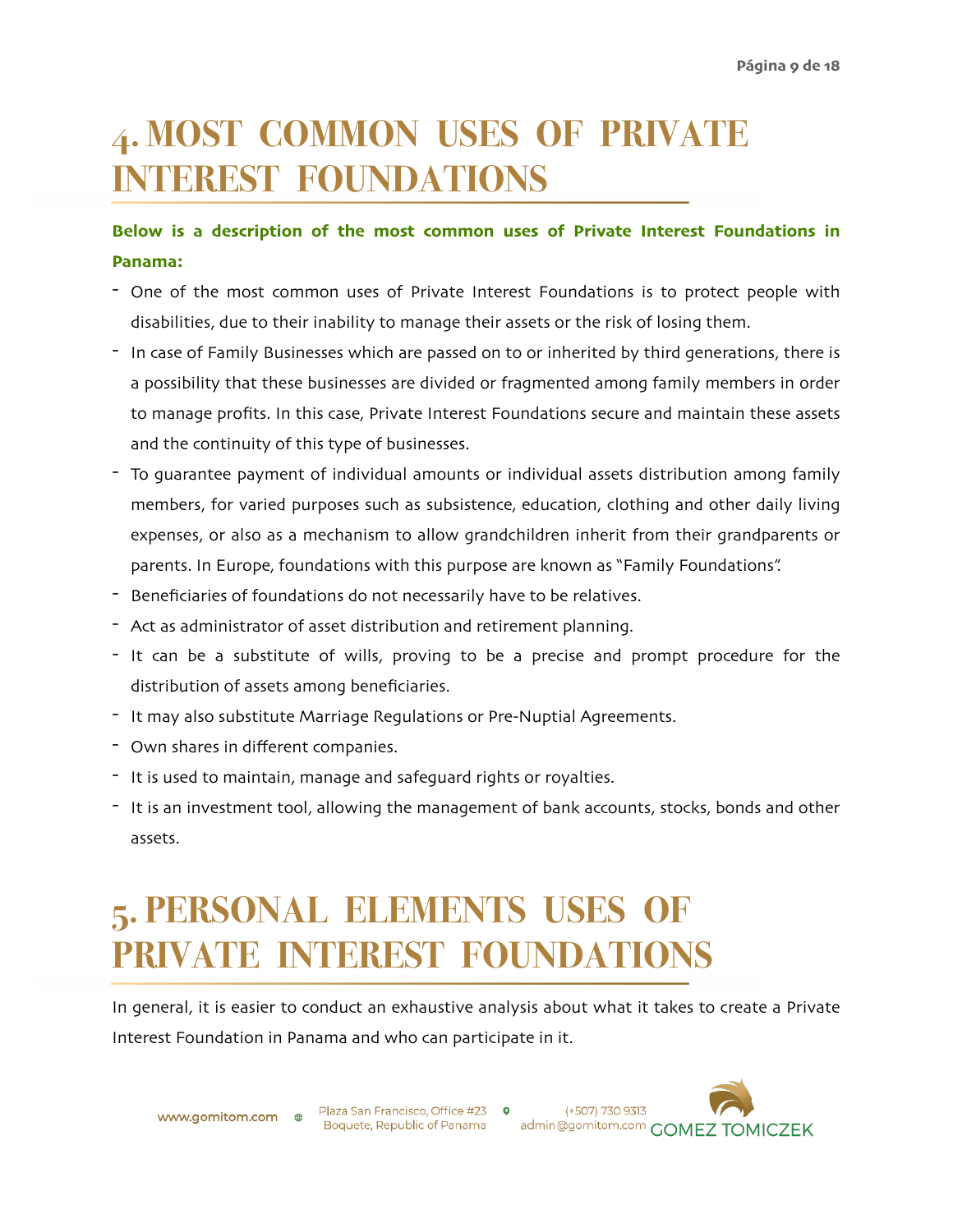# 4. MOST COMMON USES OF PRIVATE INTEREST FOUNDATIONS

**Below is a description of the most common uses of Private Interest Foundations in Panama:**

- One of the most common uses of Private Interest Foundations is to protect people with disabilities, due to their inability to manage their assets or the risk of losing them.
- In case of Family Businesses which are passed on to or inherited by third generations, there is a possibility that these businesses are divided or fragmented among family members in order to manage profits. In this case, Private Interest Foundations secure and maintain these assets and the continuity of this type of businesses.
- To guarantee payment of individual amounts or individual assets distribution among family members, for varied purposes such as subsistence, education, clothing and other daily living expenses, or also as a mechanism to allow grandchildren inherit from their grandparents or parents. In Europe, foundations with this purpose are known as "Family Foundations".
- Beneficiaries of foundations do not necessarily have to be relatives.
- Act as administrator of asset distribution and retirement planning.
- It can be a substitute of wills, proving to be a precise and prompt procedure for the distribution of assets among beneficiaries.
- It may also substitute Marriage Regulations or Pre-Nuptial Agreements.
- Own shares in different companies.
- It is used to maintain, manage and safeguard rights or royalties.
- It is an investment tool, allowing the management of bank accounts, stocks, bonds and other assets.

# 5. PERSONAL ELEMENTS USES OF PRIVATE INTEREST FOUNDATIONS

In general, it is easier to conduct an exhaustive analysis about what it takes to create a Private Interest Foundation in Panama and who can participate in it.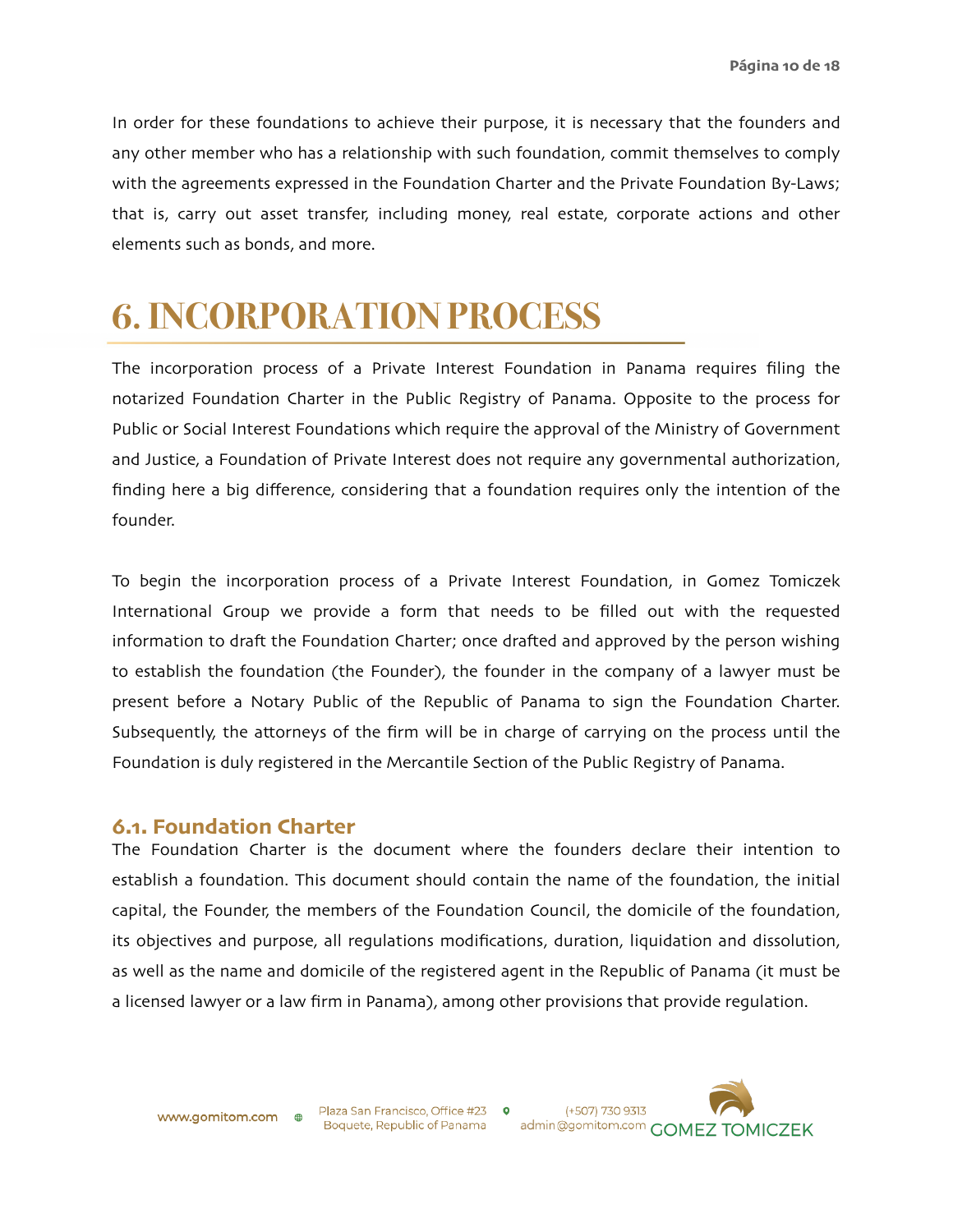In order for these foundations to achieve their purpose, it is necessary that the founders and any other member who has a relationship with such foundation, commit themselves to comply with the agreements expressed in the Foundation Charter and the Private Foundation By-Laws; that is, carry out asset transfer, including money, real estate, corporate actions and other elements such as bonds, and more.

# 6. INCORPORATION PROCESS

The incorporation process of a Private Interest Foundation in Panama requires filing the notarized Foundation Charter in the Public Registry of Panama. Opposite to the process for Public or Social Interest Foundations which require the approval of the Ministry of Government and Justice, a Foundation of Private Interest does not require any governmental authorization, finding here a big difference, considering that a foundation requires only the intention of the founder.

To begin the incorporation process of a Private Interest Foundation, in Gomez Tomiczek International Group we provide a form that needs to be filled out with the requested information to draft the Foundation Charter; once drafted and approved by the person wishing to establish the foundation (the Founder), the founder in the company of a lawyer must be present before a Notary Public of the Republic of Panama to sign the Foundation Charter. Subsequently, the attorneys of the firm will be in charge of carrying on the process until the Foundation is duly registered in the Mercantile Section of the Public Registry of Panama.

## 6.1. Foundation Charter

The Foundation Charter is the document where the founders declare their intention to establish a foundation. This document should contain the name of the foundation, the initial capital, the Founder, the members of the Foundation Council, the domicile of the foundation, its objectives and purpose, all regulations modifications, duration, liquidation and dissolution, as well as the name and domicile of the registered agent in the Republic of Panama (it must be a licensed lawyer or a law firm in Panama), among other provisions that provide regulation.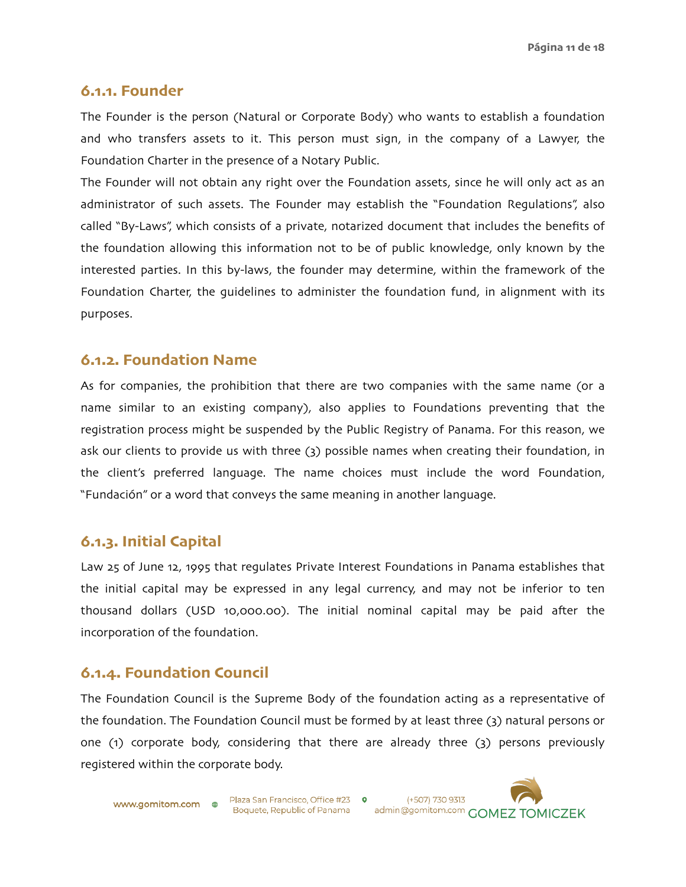### 6.1.1. Founder

The Founder is the person (Natural or Corporate Body) who wants to establish a foundation and who transfers assets to it. This person must sign, in the company of a Lawyer, the Foundation Charter in the presence of a Notary Public.

The Founder will not obtain any right over the Foundation assets, since he will only act as an administrator of such assets. The Founder may establish the "Foundation Regulations", also called "By-Laws", which consists of a private, notarized document that includes the benefits of the foundation allowing this information not to be of public knowledge, only known by the interested parties. In this by-laws, the founder may determine, within the framework of the Foundation Charter, the guidelines to administer the foundation fund, in alignment with its purposes.

### 6.1.2. Foundation Name

As for companies, the prohibition that there are two companies with the same name (or a name similar to an existing company), also applies to Foundations preventing that the registration process might be suspended by the Public Registry of Panama. For this reason, we ask our clients to provide us with three (3) possible names when creating their foundation, in the client's preferred language. The name choices must include the word Foundation, "Fundación" or a word that conveys the same meaning in another language.

### 6.1.3. Initial Capital

Law 25 of June 12, 1995 that regulates Private Interest Foundations in Panama establishes that the initial capital may be expressed in any legal currency, and may not be inferior to ten thousand dollars (USD 10,000.00). The initial nominal capital may be paid after the incorporation of the foundation.

### 6.1.4. Foundation Council

The Foundation Council is the Supreme Body of the foundation acting as a representative of the foundation. The Foundation Council must be formed by at least three (3) natural persons or one (1) corporate body, considering that there are already three (3) persons previously registered within the corporate body.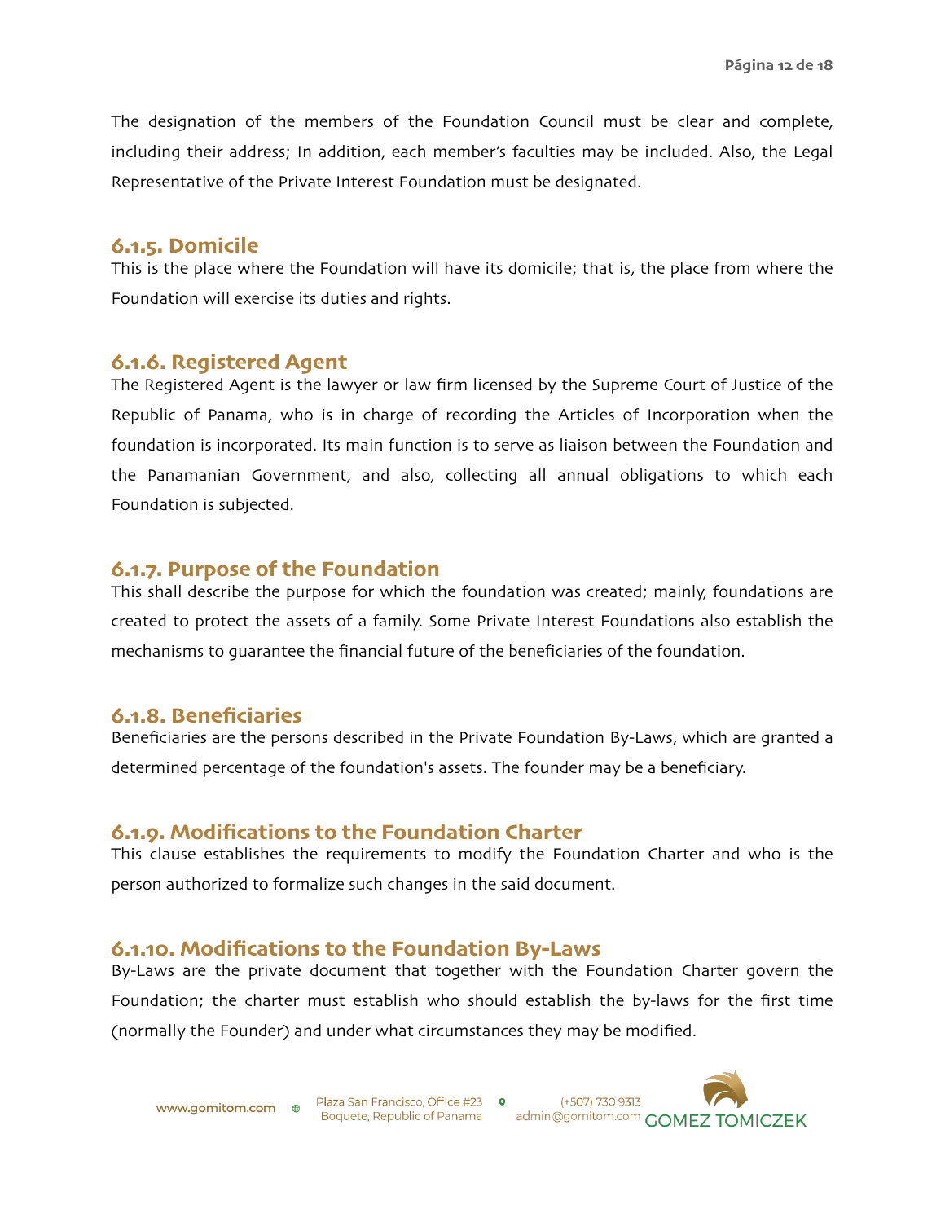The designation of the members of the Foundation Council must be clear and complete, including their address; In addition, each member's faculties may be included. Also, the Legal Representative of the Private Interest Foundation must be designated.

### 6.1.5. Domicile

This is the place where the Foundation will have its domicile; that is, the place from where the Foundation will exercise its duties and rights.

### 6.1.6. Registered Agent

The Registered Agent is the lawyer or law firm licensed by the Supreme Court of Justice of the Republic of Panama, who is in charge of recording the Articles of Incorporation when the foundation is incorporated. Its main function is to serve as liaison between the Foundation and the Panamanian Government, and also, collecting all annual obligations to which each Foundation is subjected.

### 6.1.7. Purpose of the Foundation

This shall describe the purpose for which the foundation was created; mainly, foundations are created to protect the assets of a family. Some Private Interest Foundations also establish the mechanisms to guarantee the financial future of the beneficiaries of the foundation.

### 6.1.8. Beneficiaries

Beneficiaries are the persons described in the Private Foundation By-Laws, which are granted a determined percentage of the foundation's assets. The founder may be a beneficiary.

### 6.1.9. Modifications to the Foundation Charter

This clause establishes the requirements to modify the Foundation Charter and who is the person authorized to formalize such changes in the said document.

### 6.1.10. Modifications to the Foundation By-Laws

By-Laws are the private document that together with the Foundation Charter govern the Foundation; the charter must establish who should establish the by-laws for the first time (normally the Founder) and under what circumstances they may be modified.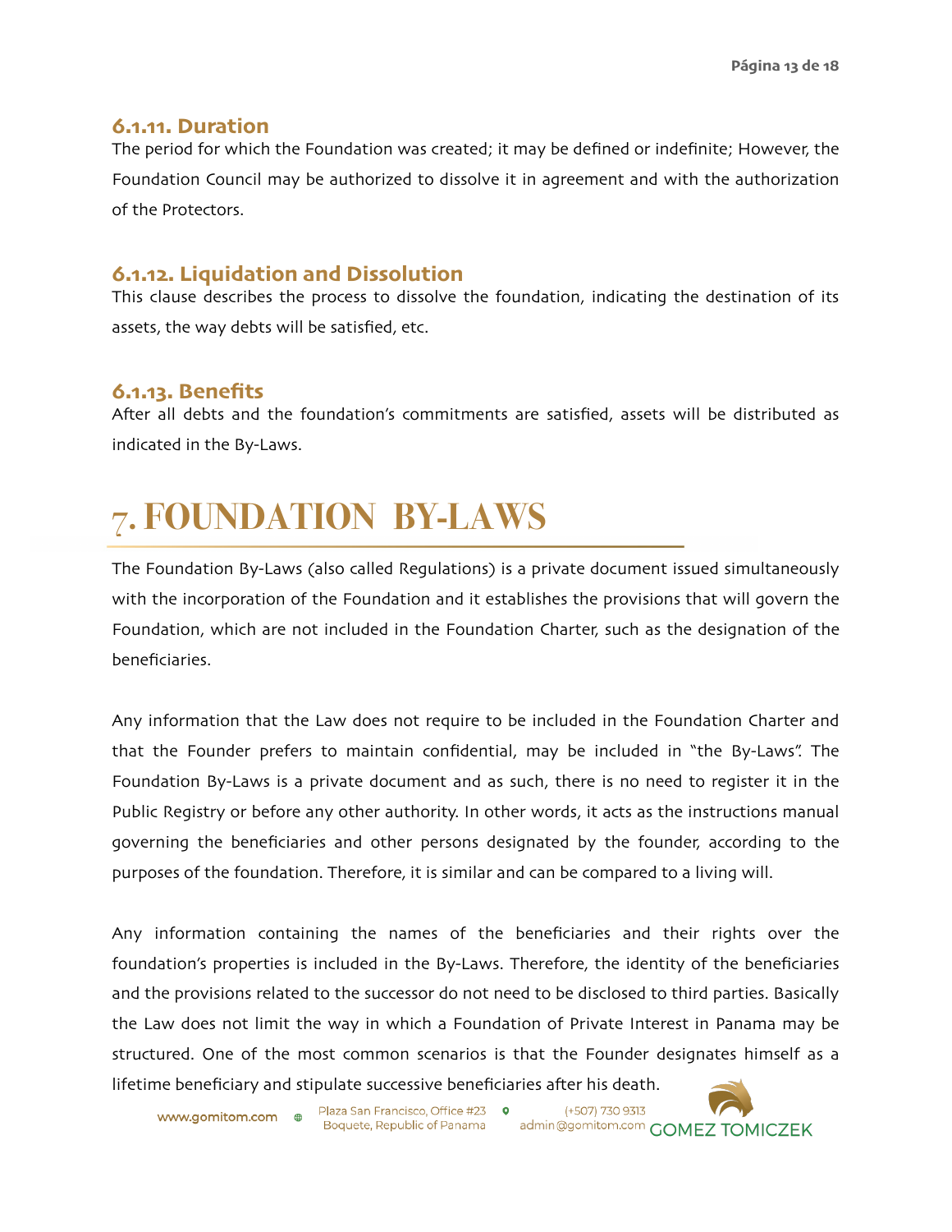### 6.1.11. Duration

The period for which the Foundation was created; it may be defined or indefinite; However, the Foundation Council may be authorized to dissolve it in agreement and with the authorization of the Protectors.

### 6.1.12. Liquidation and Dissolution

This clause describes the process to dissolve the foundation, indicating the destination of its assets, the way debts will be satisfied, etc.

### 6.1.13. Benefits

After all debts and the foundation's commitments are satisfied, assets will be distributed as indicated in the By-Laws.

# 7. FOUNDATION BY-LAWS

The Foundation By-Laws (also called Regulations) is a private document issued simultaneously with the incorporation of the Foundation and it establishes the provisions that will govern the Foundation, which are not included in the Foundation Charter, such as the designation of the beneficiaries.

Any information that the Law does not require to be included in the Foundation Charter and that the Founder prefers to maintain confidential, may be included in "the By-Laws". The Foundation By-Laws is a private document and as such, there is no need to register it in the Public Registry or before any other authority. In other words, it acts as the instructions manual governing the beneficiaries and other persons designated by the founder, according to the purposes of the foundation. Therefore, it is similar and can be compared to a living will.

Any information containing the names of the beneficiaries and their rights over the foundation's properties is included in the By-Laws. Therefore, the identity of the beneficiaries and the provisions related to the successor do not need to be disclosed to third parties. Basically the Law does not limit the way in which a Foundation of Private Interest in Panama may be structured. One of the most common scenarios is that the Founder designates himself as a lifetime beneficiary and stipulate successive beneficiaries after his death.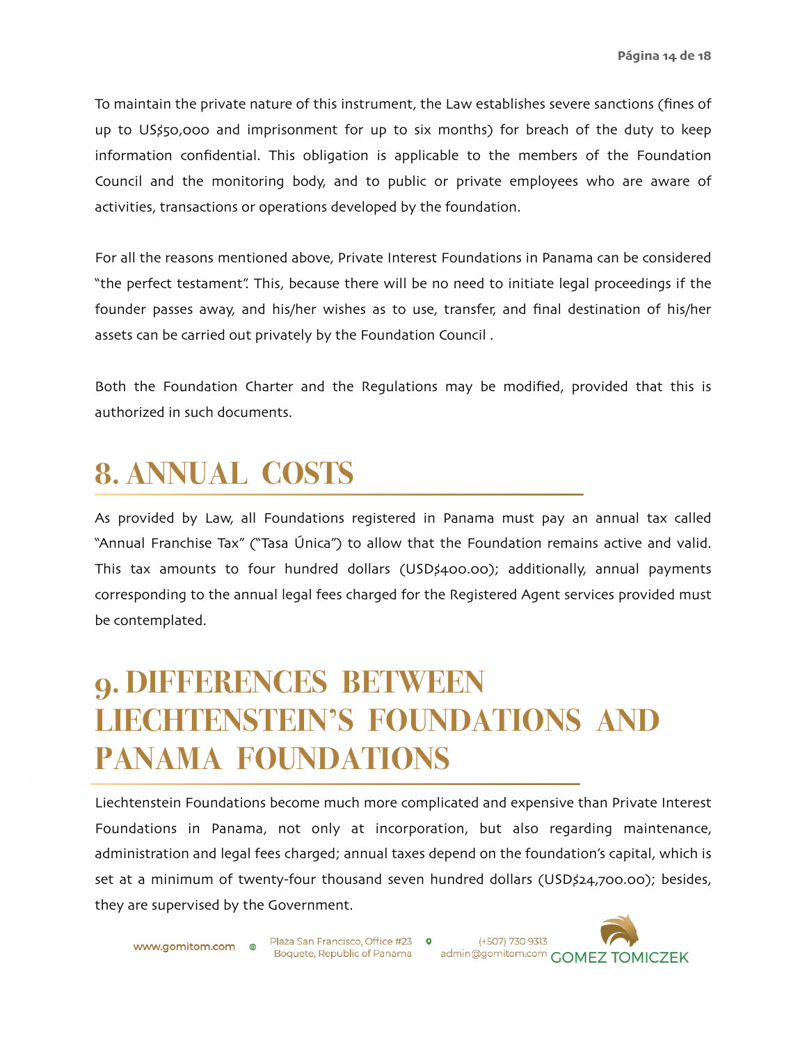To maintain the private nature of this instrument, the Law establishes severe sanctions (fines of up to US$50,000 and imprisonment for up to six months) for breach of the duty to keep information confidential. This obligation is applicable to the members of the Foundation Council and the monitoring body, and to public or private employees who are aware of activities, transactions or operations developed by the foundation.

For all the reasons mentioned above, Private Interest Foundations in Panama can be considered "the perfect testament". This, because there will be no need to initiate legal proceedings if the founder passes away, and his/her wishes as to use, transfer, and final destination of his/her assets can be carried out privately by the Foundation Council .

Both the Foundation Charter and the Regulations may be modified, provided that this is authorized in such documents.

# 8. ANNUAL COSTS

As provided by Law, all Foundations registered in Panama must pay an annual tax called "Annual Franchise Tax" ("Tasa Única") to allow that the Foundation remains active and valid. This tax amounts to four hundred dollars (USD$400.00); additionally, annual payments corresponding to the annual legal fees charged for the Registered Agent services provided must be contemplated.

# 9. DIFFERENCES BETWEEN LIECHTENSTEIN'S FOUNDATIONS AND PANAMA FOUNDATIONS

Liechtenstein Foundations become much more complicated and expensive than Private Interest Foundations in Panama, not only at incorporation, but also regarding maintenance, administration and legal fees charged; annual taxes depend on the foundation's capital, which is set at a minimum of twenty-four thousand seven hundred dollars (USD$24,700.00); besides, they are supervised by the Government.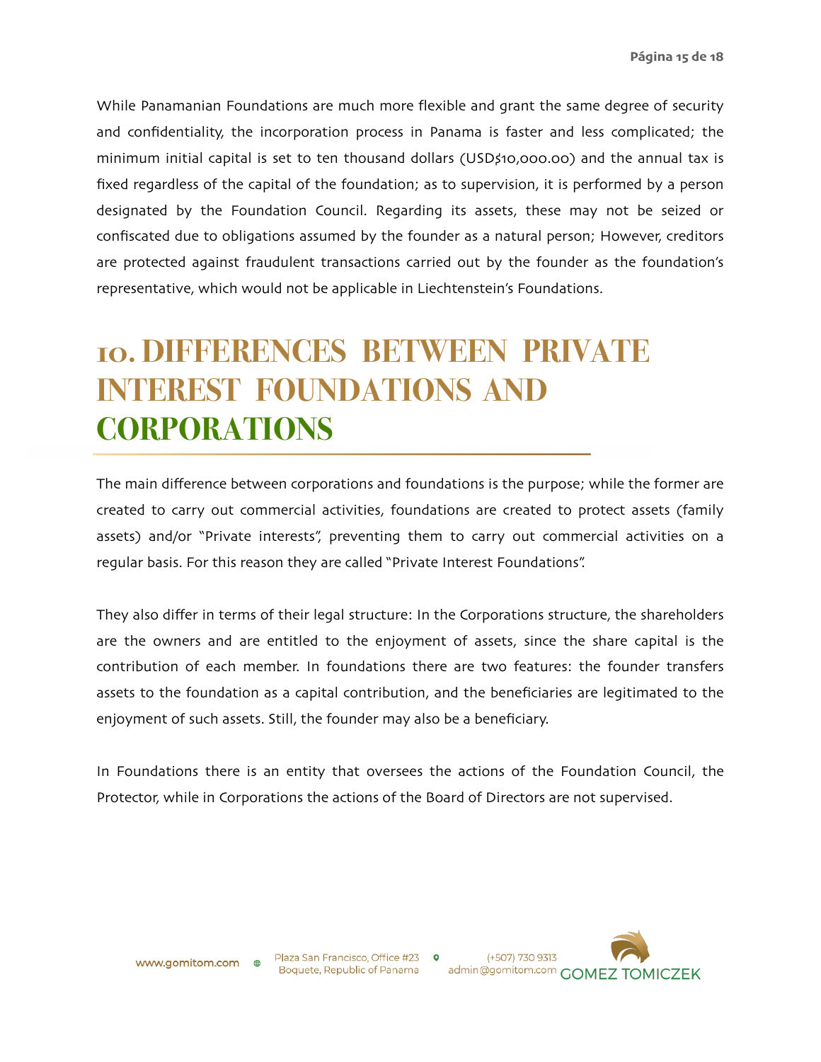While Panamanian Foundations are much more flexible and grant the same degree of security and confidentiality, the incorporation process in Panama is faster and less complicated; the minimum initial capital is set to ten thousand dollars (USD$10,000.00) and the annual tax is fixed regardless of the capital of the foundation; as to supervision, it is performed by a person designated by the Foundation Council. Regarding its assets, these may not be seized or confiscated due to obligations assumed by the founder as a natural person; However, creditors are protected against fraudulent transactions carried out by the founder as the foundation's representative, which would not be applicable in Liechtenstein's Foundations.

# 10. DIFFERENCES BETWEEN PRIVATE INTEREST FOUNDATIONS AND CORPORATIONS

The main difference between corporations and foundations is the purpose; while the former are created to carry out commercial activities, foundations are created to protect assets (family assets) and/or "Private interests", preventing them to carry out commercial activities on a regular basis. For this reason they are called "Private Interest Foundations".

They also differ in terms of their legal structure: In the Corporations structure, the shareholders are the owners and are entitled to the enjoyment of assets, since the share capital is the contribution of each member. In foundations there are two features: the founder transfers assets to the foundation as a capital contribution, and the beneficiaries are legitimated to the enjoyment of such assets. Still, the founder may also be a beneficiary.

In Foundations there is an entity that oversees the actions of the Foundation Council, the Protector, while in Corporations the actions of the Board of Directors are not supervised.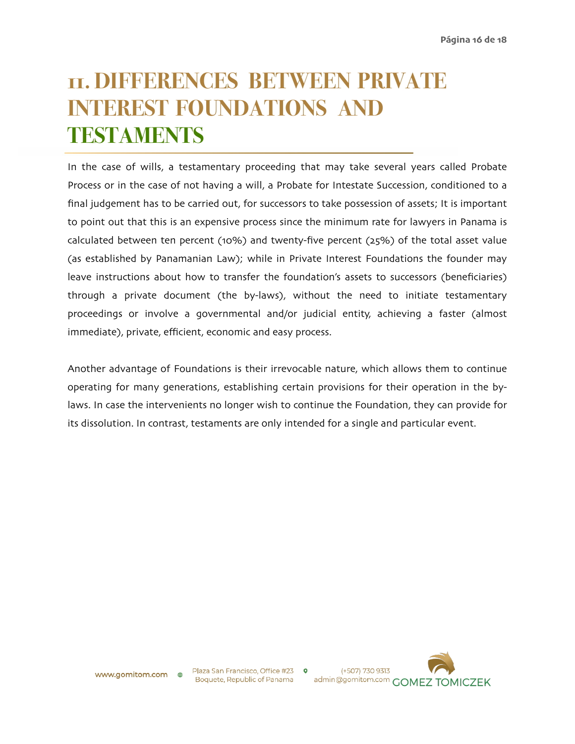# 11. DIFFERENCES BETWEEN PRIVATE INTEREST FOUNDATIONS AND TESTAMENTS

In the case of wills, a testamentary proceeding that may take several years called Probate Process or in the case of not having a will, a Probate for Intestate Succession, conditioned to a final judgement has to be carried out, for successors to take possession of assets; It is important to point out that this is an expensive process since the minimum rate for lawyers in Panama is calculated between ten percent (10%) and twenty-five percent (25%) of the total asset value (as established by Panamanian Law); while in Private Interest Foundations the founder may leave instructions about how to transfer the foundation's assets to successors (beneficiaries) through a private document (the by-laws), without the need to initiate testamentary proceedings or involve a governmental and/or judicial entity, achieving a faster (almost immediate), private, efficient, economic and easy process.

Another advantage of Foundations is their irrevocable nature, which allows them to continue operating for many generations, establishing certain provisions for their operation in the by-laws. In case the intervenients no longer wish to continue the Foundation, they can provide for its dissolution. In contrast, testaments are only intended for a single and particular event.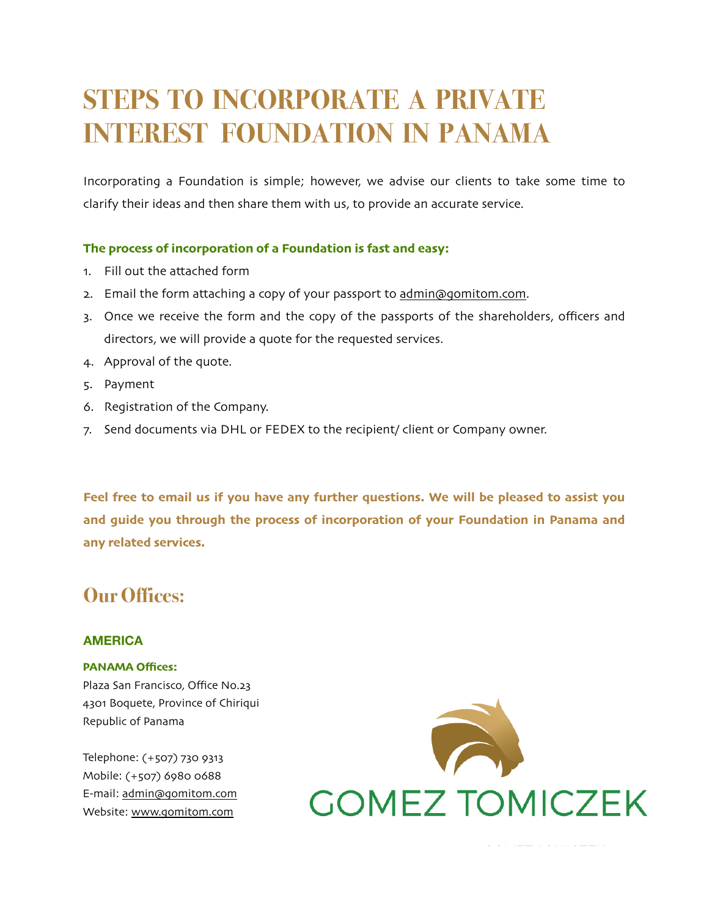# STEPS TO INCORPORATE A PRIVATE INTEREST FOUNDATION IN PANAMA

Incorporating a Foundation is simple; however, we advise our clients to take some time to clarify their ideas and then share them with us, to provide an accurate service.

**The process of incorporation of a Foundation is fast and easy:**

1. Fill out the attached form
2. Email the form attaching a copy of your passport to admin@gomitom.com.
3. Once we receive the form and the copy of the passports of the shareholders, officers and directors, we will provide a quote for the requested services.
4. Approval of the quote.
5. Payment
6. Registration of the Company.
7. Send documents via DHL or FEDEX to the recipient/ client or Company owner.

**Feel free to email us if you have any further questions. We will be pleased to assist you and guide you through the process of incorporation of your Foundation in Panama and any related services.**

## Our Offices:

### AMERICA

**PANAMA Offices:**
Plaza San Francisco, Office No.23
4301 Boquete, Province of Chiriqui
Republic of Panama

Telephone: (+507) 730 9313
Mobile: (+507) 6980 0688
E-mail: admin@gomitom.com
Website: www.gomitom.com

GOMEZ TOMICZEK